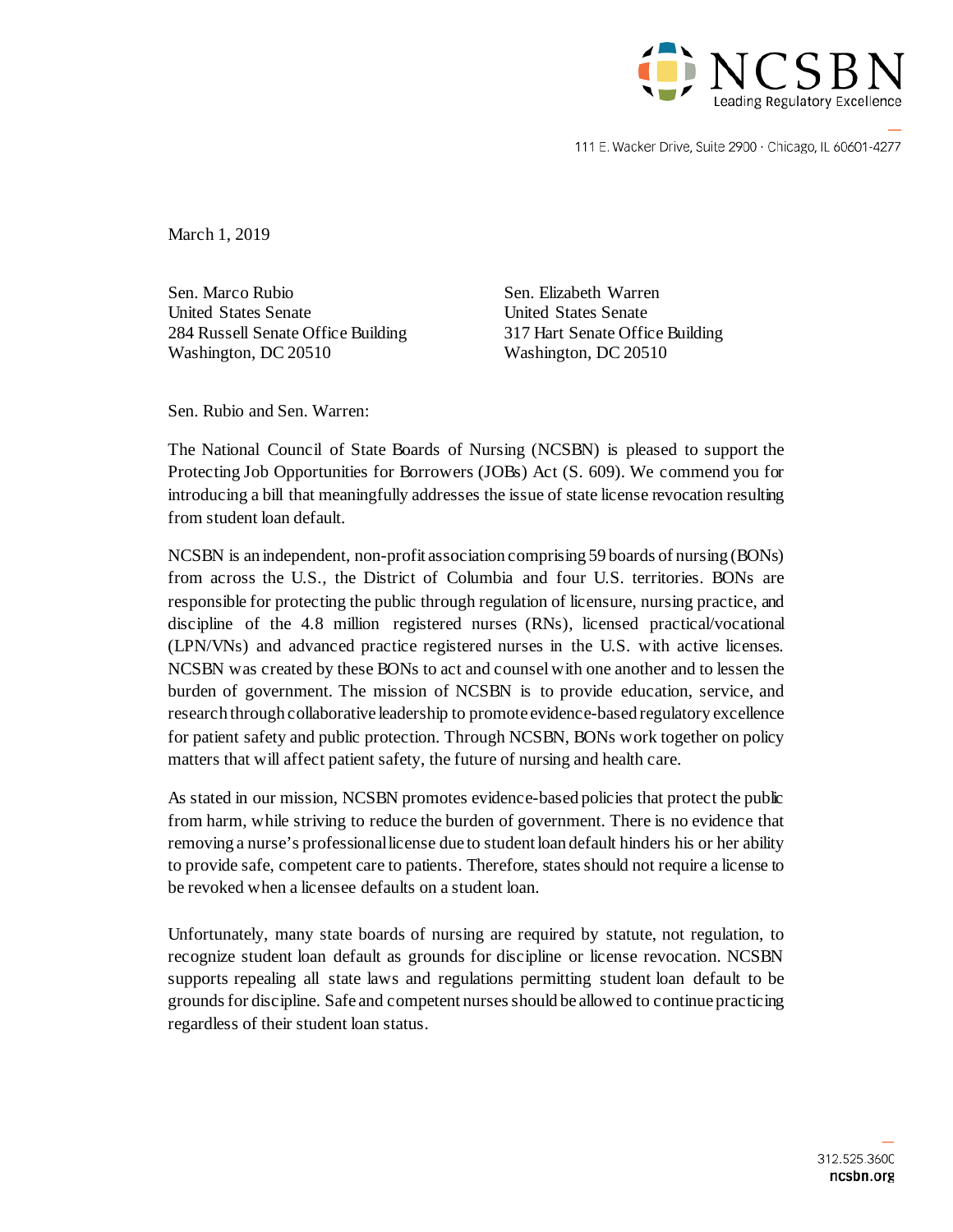NCSBN
Leading Regulatory Excellence

111 E. Wacker Drive, Suite 2900 · Chicago, IL 60601-4277

March 1, 2019

Sen. Marco Rubio
United States Senate
284 Russell Senate Office Building
Washington, DC 20510

Sen. Elizabeth Warren
United States Senate
317 Hart Senate Office Building
Washington, DC 20510

Sen. Rubio and Sen. Warren:

The National Council of State Boards of Nursing (NCSBN) is pleased to support the Protecting Job Opportunities for Borrowers (JOBs) Act (S. 609). We commend you for introducing a bill that meaningfully addresses the issue of state license revocation resulting from student loan default.

NCSBN is an independent, non-profit association comprising 59 boards of nursing (BONs) from across the U.S., the District of Columbia and four U.S. territories. BONs are responsible for protecting the public through regulation of licensure, nursing practice, and discipline of the 4.8 million registered nurses (RNs), licensed practical/vocational (LPN/VNs) and advanced practice registered nurses in the U.S. with active licenses. NCSBN was created by these BONs to act and counsel with one another and to lessen the burden of government. The mission of NCSBN is to provide education, service, and research through collaborative leadership to promote evidence-based regulatory excellence for patient safety and public protection. Through NCSBN, BONs work together on policy matters that will affect patient safety, the future of nursing and health care.

As stated in our mission, NCSBN promotes evidence-based policies that protect the public from harm, while striving to reduce the burden of government. There is no evidence that removing a nurse's professional license due to student loan default hinders his or her ability to provide safe, competent care to patients. Therefore, states should not require a license to be revoked when a licensee defaults on a student loan.

Unfortunately, many state boards of nursing are required by statute, not regulation, to recognize student loan default as grounds for discipline or license revocation. NCSBN supports repealing all state laws and regulations permitting student loan default to be grounds for discipline. Safe and competent nurses should be allowed to continue practicing regardless of their student loan status.

312.525.3600
ncsbn.org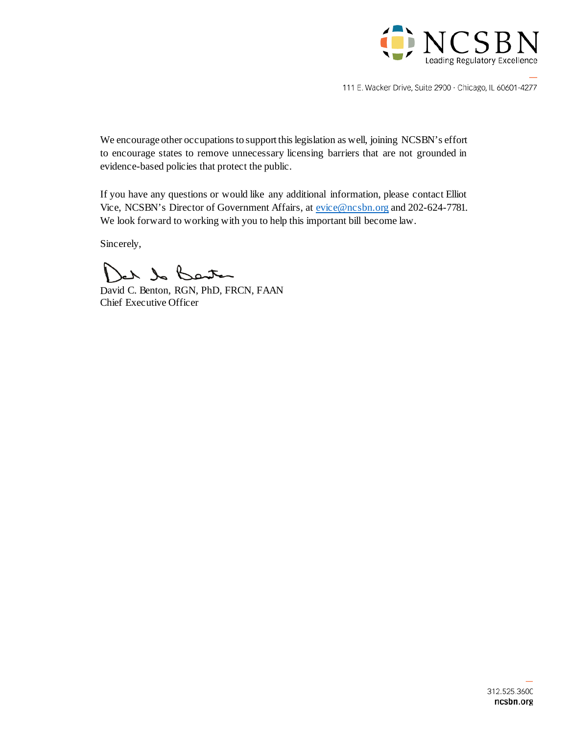We encourage other occupations to support this legislation as well, joining NCSBN's effort to encourage states to remove unnecessary licensing barriers that are not grounded in evidence-based policies that protect the public.

If you have any questions or would like any additional information, please contact Elliot Vice, NCSBN's Director of Government Affairs, at evice@ncsbn.org and 202-624-7781. We look forward to working with you to help this important bill become law.

Sincerely,

David C. Benton, RGN, PhD, FRCN, FAAN
Chief Executive Officer